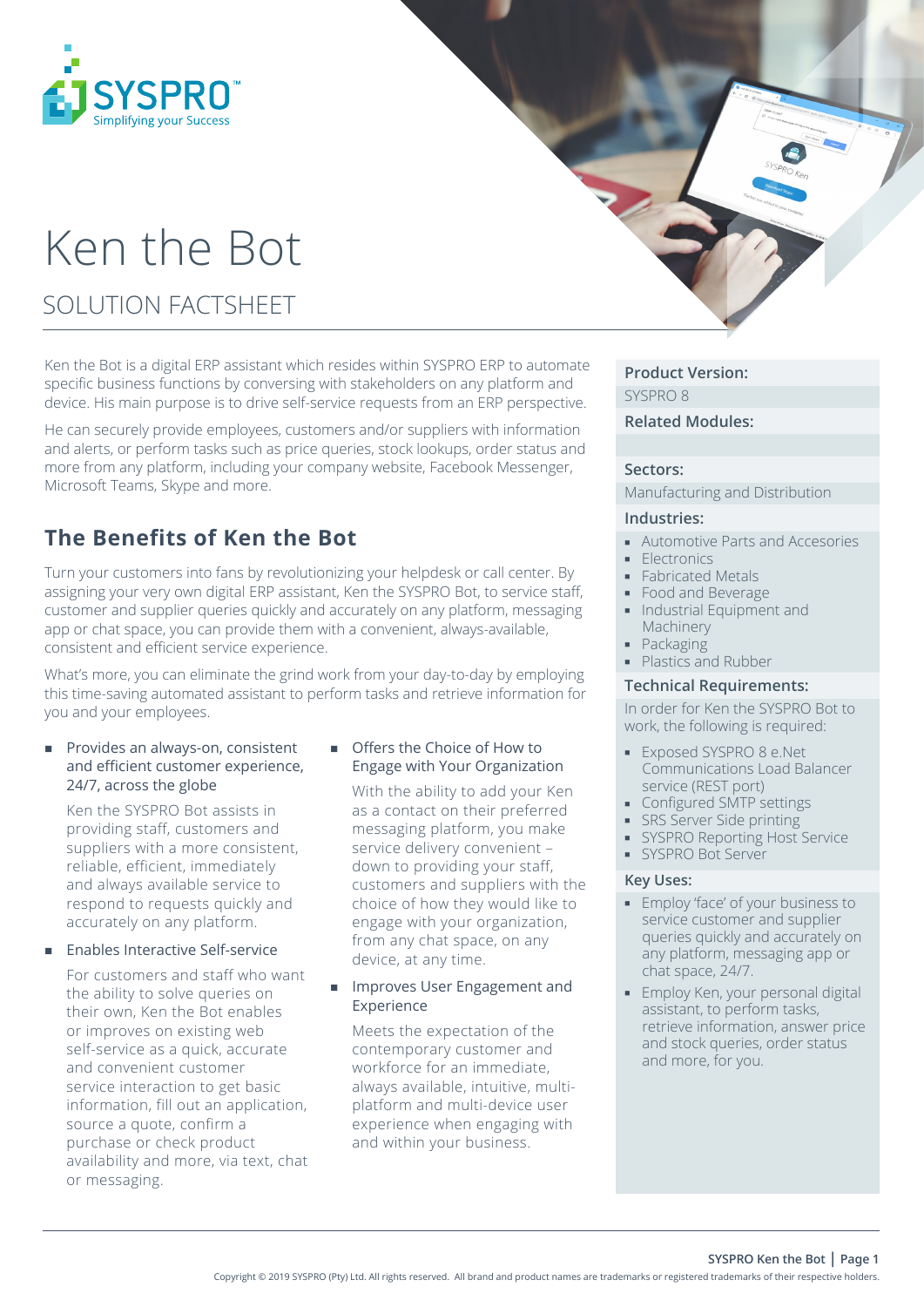# Ken the Bot

## SOLUTION FACTSHEET

Ken the Bot is a digital ERP assistant which resides within SYSPRO ERP to automate specific business functions by conversing with stakeholders on any platform and device. His main purpose is to drive self-service requests from an ERP perspective.

He can securely provide employees, customers and/or suppliers with information and alerts, or perform tasks such as price queries, stock lookups, order status and more from any platform, including your company website, Facebook Messenger, Microsoft Teams, Skype and more.

## The Benefits of Ken the Bot

Turn your customers into fans by revolutionizing your helpdesk or call center. By assigning your very own digital ERP assistant, Ken the SYSPRO Bot, to service staff, customer and supplier queries quickly and accurately on any platform, messaging app or chat space, you can provide them with a convenient, always-available, consistent and efficient service experience.

What's more, you can eliminate the grind work from your day-to-day by employing this time-saving automated assistant to perform tasks and retrieve information for you and your employees.

- Provides an always-on, consistent and efficient customer experience, 24/7, across the globe

  Ken the SYSPRO Bot assists in providing staff, customers and suppliers with a more consistent, reliable, efficient, immediately and always available service to respond to requests quickly and accurately on any platform.

- Enables Interactive Self-service

  For customers and staff who want the ability to solve queries on their own, Ken the Bot enables or improves on existing web self-service as a quick, accurate and convenient customer service interaction to get basic information, fill out an application, source a quote, confirm a purchase or check product availability and more, via text, chat or messaging.

- Offers the Choice of How to Engage with Your Organization

  With the ability to add your Ken as a contact on their preferred messaging platform, you make service delivery convenient – down to providing your staff, customers and suppliers with the choice of how they would like to engage with your organization, from any chat space, on any device, at any time.

- Improves User Engagement and Experience

  Meets the expectation of the contemporary customer and workforce for an immediate, always available, intuitive, multi-platform and multi-device user experience when engaging with and within your business.

**Product Version:**

SYSPRO 8

**Related Modules:**

**Sectors:**

Manufacturing and Distribution

**Industries:**

- Automotive Parts and Accesories
- Electronics
- Fabricated Metals
- Food and Beverage
- Industrial Equipment and Machinery
- Packaging
- Plastics and Rubber

**Technical Requirements:**

In order for Ken the SYSPRO Bot to work, the following is required:

- Exposed SYSPRO 8 e.Net Communications Load Balancer service (REST port)
- Configured SMTP settings
- SRS Server Side printing
- SYSPRO Reporting Host Service
- SYSPRO Bot Server

**Key Uses:**

- Employ 'face' of your business to service customer and supplier queries quickly and accurately on any platform, messaging app or chat space, 24/7.
- Employ Ken, your personal digital assistant, to perform tasks, retrieve information, answer price and stock queries, order status and more, for you.

Copyright © 2019 SYSPRO (Pty) Ltd. All rights reserved. All brand and product names are trademarks or registered trademarks of their respective holders.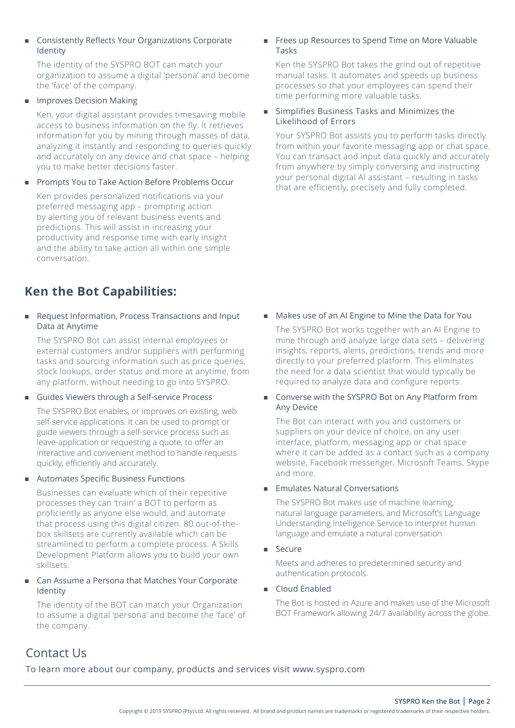- Consistently Reflects Your Organizations Corporate Identity

  The identity of the SYSPRO BOT can match your organization to assume a digital 'persona' and become the 'face' of the company.

- Improves Decision Making

  Ken, your digital assistant provides timesaving mobile access to business information on the fly. It retrieves information for you by mining through masses of data, analyzing it instantly and responding to queries quickly and accurately on any device and chat space – helping you to make better decisions faster.

- Prompts You to Take Action Before Problems Occur

  Ken provides personalized notifications via your preferred messaging app – prompting action by alerting you of relevant business events and predictions. This will assist in increasing your productivity and response time with early insight and the ability to take action all within one simple conversation.

- Frees up Resources to Spend Time on More Valuable Tasks

  Ken the SYSPRO Bot takes the grind out of repetitive manual tasks. It automates and speeds up business processes so that your employees can spend their time performing more valuable tasks.

- Simplifies Business Tasks and Minimizes the Likelihood of Errors

  Your SYSPRO Bot assists you to perform tasks directly from within your favorite messaging app or chat space. You can transact and input data quickly and accurately from anywhere by simply conversing and instructing your personal digital AI assistant – resulting in tasks that are efficiently, precisely and fully completed.

## Ken the Bot Capabilities:

- Request Information, Process Transactions and Input Data at Anytime

  The SYSPRO Bot can assist internal employees or external customers and/or suppliers with performing tasks and sourcing information such as price queries, stock lookups, order status and more at anytime, from any platform, without needing to go into SYSPRO.

- Guides Viewers through a Self-service Process

  The SYSPRO Bot enables, or improves on existing, web self-service applications. It can be used to prompt or guide viewers through a self-service process such as leave-application or requesting a quote, to offer an interactive and convenient method to handle requests quickly, efficiently and accurately.

- Automates Specific Business Functions

  Businesses can evaluate which of their repetitive processes they can 'train' a BOT to perform as proficiently as anyone else would, and automate that process using this digital citizen. 80 out-of-the-box skillsets are currently available which can be streamlined to perform a complete process. A Skills Development Platform allows you to build your own skillsets.

- Can Assume a Persona that Matches Your Corporate Identity

  The identity of the BOT can match your Organization to assume a digital 'persona' and become the 'face' of the company.

- Makes use of an AI Engine to Mine the Data for You

  The SYSPRO Bot works together with an AI Engine to mine through and analyze large data sets – delivering insights, reports, alerts, predictions, trends and more directly to your preferred platform. This eliminates the need for a data scientist that would typically be required to analyze data and configure reports.

- Converse with the SYSPRO Bot on Any Platform from Any Device

  The Bot can interact with you and customers or suppliers on your device of choice, on any user interface, platform, messaging app or chat space where it can be added as a contact such as a company website, Facebook messenger, Microsoft Teams, Skype and more.

- Emulates Natural Conversations

  The SYSPRO Bot makes use of machine learning, natural language parameters, and Microsoft's Language Understanding Intelligence Service to interpret human language and emulate a natural conversation

- Secure

  Meets and adheres to predetermined security and authentication protocols.

- Cloud Enabled

  The Bot is hosted in Azure and makes use of the Microsoft BOT Framework allowing 24/7 availability across the globe.

## Contact Us

To learn more about our company, products and services visit www.syspro.com

Copyright © 2019 SYSPRO (Pty) Ltd. All rights reserved. All brand and product names are trademarks or registered trademarks of their respective holders.